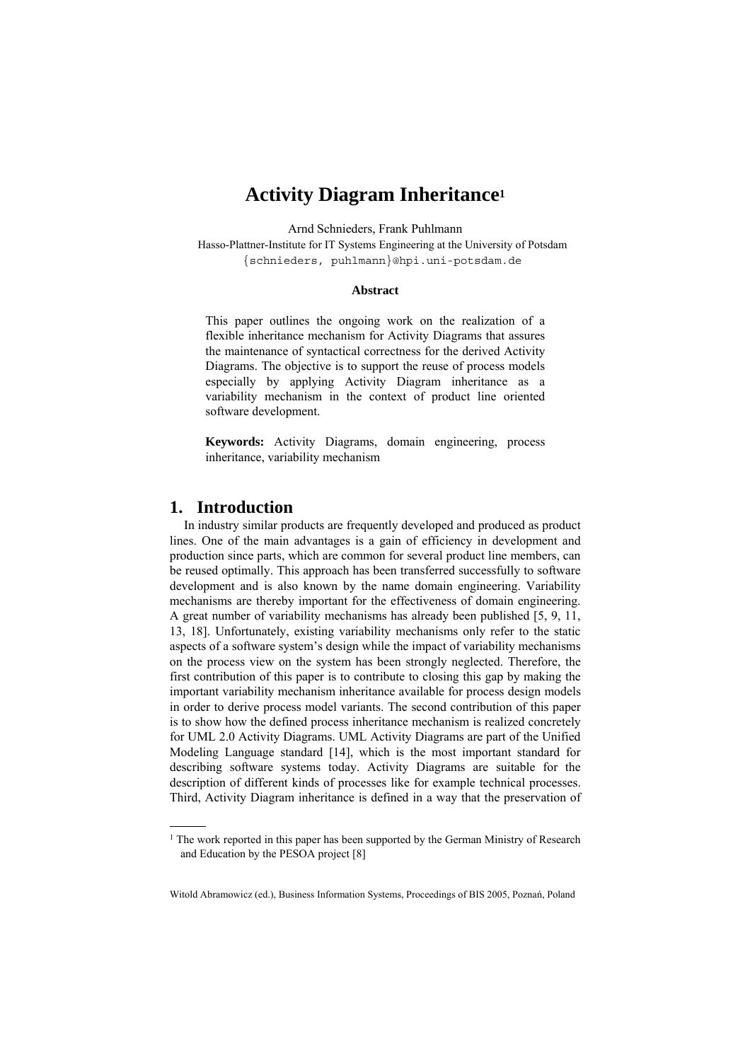# Activity Diagram Inheritance[1]

Arnd Schnieders, Frank Puhlmann

Hasso-Plattner-Institute for IT Systems Engineering at the University of Potsdam

{schnieders, puhlmann}@hpi.uni-potsdam.de

**Abstract**

This paper outlines the ongoing work on the realization of a flexible inheritance mechanism for Activity Diagrams that assures the maintenance of syntactical correctness for the derived Activity Diagrams. The objective is to support the reuse of process models especially by applying Activity Diagram inheritance as a variability mechanism in the context of product line oriented software development.

**Keywords:** Activity Diagrams, domain engineering, process inheritance, variability mechanism

## 1. Introduction

In industry similar products are frequently developed and produced as product lines. One of the main advantages is a gain of efficiency in development and production since parts, which are common for several product line members, can be reused optimally. This approach has been transferred successfully to software development and is also known by the name domain engineering. Variability mechanisms are thereby important for the effectiveness of domain engineering. A great number of variability mechanisms has already been published [5, 9, 11, 13, 18]. Unfortunately, existing variability mechanisms only refer to the static aspects of a software system's design while the impact of variability mechanisms on the process view on the system has been strongly neglected. Therefore, the first contribution of this paper is to contribute to closing this gap by making the important variability mechanism inheritance available for process design models in order to derive process model variants. The second contribution of this paper is to show how the defined process inheritance mechanism is realized concretely for UML 2.0 Activity Diagrams. UML Activity Diagrams are part of the Unified Modeling Language standard [14], which is the most important standard for describing software systems today. Activity Diagrams are suitable for the description of different kinds of processes like for example technical processes. Third, Activity Diagram inheritance is defined in a way that the preservation of

---

[1] The work reported in this paper has been supported by the German Ministry of Research and Education by the PESOA project [8]

Witold Abramowicz (ed.), Business Information Systems, Proceedings of BIS 2005, Poznań, Poland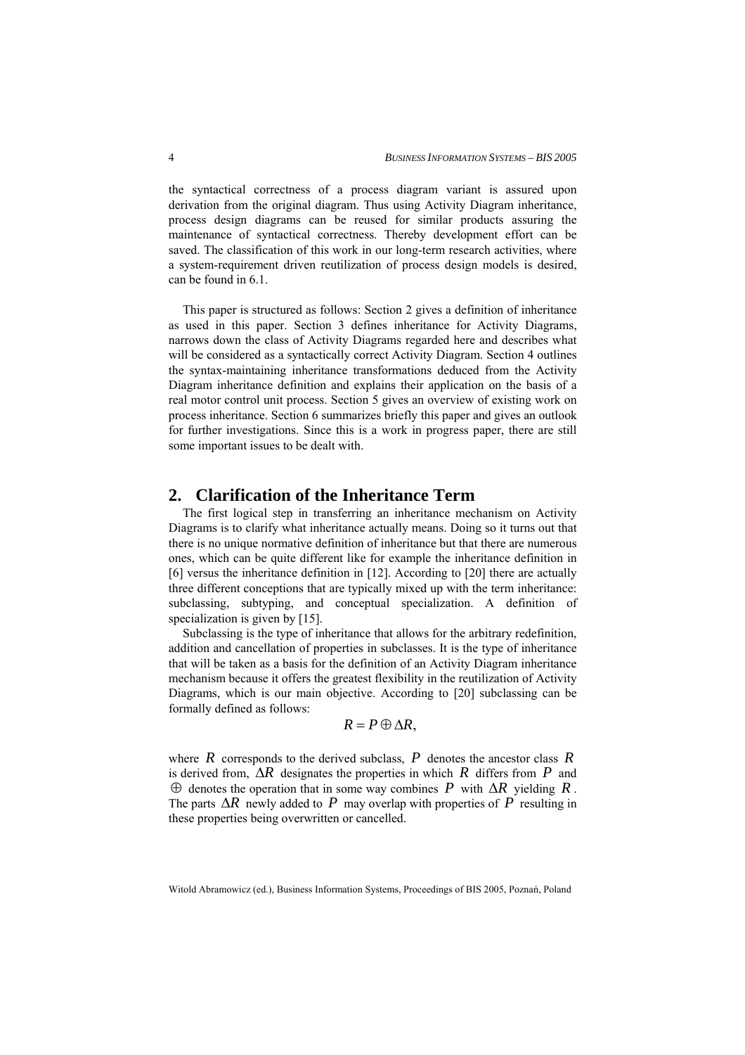the syntactical correctness of a process diagram variant is assured upon derivation from the original diagram. Thus using Activity Diagram inheritance, process design diagrams can be reused for similar products assuring the maintenance of syntactical correctness. Thereby development effort can be saved. The classification of this work in our long-term research activities, where a system-requirement driven reutilization of process design models is desired, can be found in 6.1.

This paper is structured as follows: Section 2 gives a definition of inheritance as used in this paper. Section 3 defines inheritance for Activity Diagrams, narrows down the class of Activity Diagrams regarded here and describes what will be considered as a syntactically correct Activity Diagram. Section 4 outlines the syntax-maintaining inheritance transformations deduced from the Activity Diagram inheritance definition and explains their application on the basis of a real motor control unit process. Section 5 gives an overview of existing work on process inheritance. Section 6 summarizes briefly this paper and gives an outlook for further investigations. Since this is a work in progress paper, there are still some important issues to be dealt with.

## 2. Clarification of the Inheritance Term

The first logical step in transferring an inheritance mechanism on Activity Diagrams is to clarify what inheritance actually means. Doing so it turns out that there is no unique normative definition of inheritance but that there are numerous ones, which can be quite different like for example the inheritance definition in [6] versus the inheritance definition in [12]. According to [20] there are actually three different conceptions that are typically mixed up with the term inheritance: subclassing, subtyping, and conceptual specialization. A definition of specialization is given by [15].

Subclassing is the type of inheritance that allows for the arbitrary redefinition, addition and cancellation of properties in subclasses. It is the type of inheritance that will be taken as a basis for the definition of an Activity Diagram inheritance mechanism because it offers the greatest flexibility in the reutilization of Activity Diagrams, which is our main objective. According to [20] subclassing can be formally defined as follows:

$$R = P \oplus \Delta R,$$

where $R$ corresponds to the derived subclass, $P$ denotes the ancestor class $R$ is derived from, $\Delta R$ designates the properties in which $R$ differs from $P$ and $\oplus$ denotes the operation that in some way combines $P$ with $\Delta R$ yielding $R$. The parts $\Delta R$ newly added to $P$ may overlap with properties of $P$ resulting in these properties being overwritten or cancelled.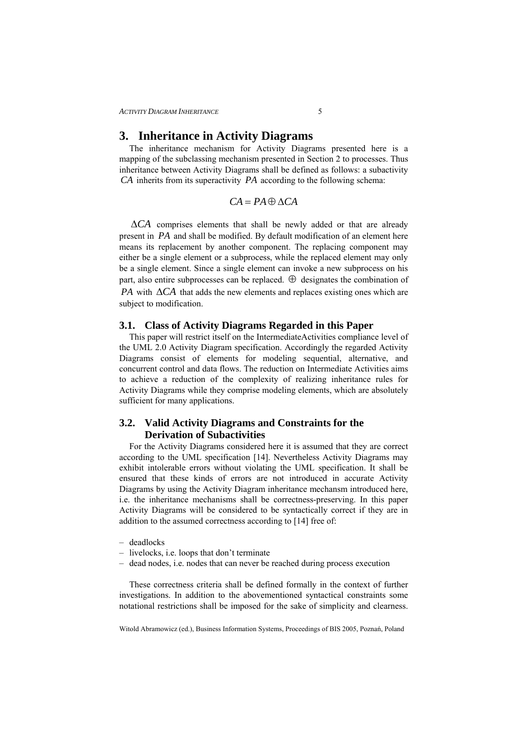# 3. Inheritance in Activity Diagrams

The inheritance mechanism for Activity Diagrams presented here is a mapping of the subclassing mechanism presented in Section 2 to processes. Thus inheritance between Activity Diagrams shall be defined as follows: a subactivity $CA$ inherits from its superactivity $PA$ according to the following schema:

$$CA = PA \oplus \Delta CA$$

$\Delta CA$ comprises elements that shall be newly added or that are already present in $PA$ and shall be modified. By default modification of an element here means its replacement by another component. The replacing component may either be a single element or a subprocess, while the replaced element may only be a single element. Since a single element can invoke a new subprocess on his part, also entire subprocesses can be replaced. $\oplus$ designates the combination of $PA$ with $\Delta CA$ that adds the new elements and replaces existing ones which are subject to modification.

## 3.1. Class of Activity Diagrams Regarded in this Paper

This paper will restrict itself on the IntermediateActivities compliance level of the UML 2.0 Activity Diagram specification. Accordingly the regarded Activity Diagrams consist of elements for modeling sequential, alternative, and concurrent control and data flows. The reduction on Intermediate Activities aims to achieve a reduction of the complexity of realizing inheritance rules for Activity Diagrams while they comprise modeling elements, which are absolutely sufficient for many applications.

## 3.2. Valid Activity Diagrams and Constraints for the Derivation of Subactivities

For the Activity Diagrams considered here it is assumed that they are correct according to the UML specification [14]. Nevertheless Activity Diagrams may exhibit intolerable errors without violating the UML specification. It shall be ensured that these kinds of errors are not introduced in accurate Activity Diagrams by using the Activity Diagram inheritance mechansm introduced here, i.e. the inheritance mechanisms shall be correctness-preserving. In this paper Activity Diagrams will be considered to be syntactically correct if they are in addition to the assumed correctness according to [14] free of:

- deadlocks
- livelocks, i.e. loops that don't terminate
- dead nodes, i.e. nodes that can never be reached during process execution

These correctness criteria shall be defined formally in the context of further investigations. In addition to the abovementioned syntactical constraints some notational restrictions shall be imposed for the sake of simplicity and clearness.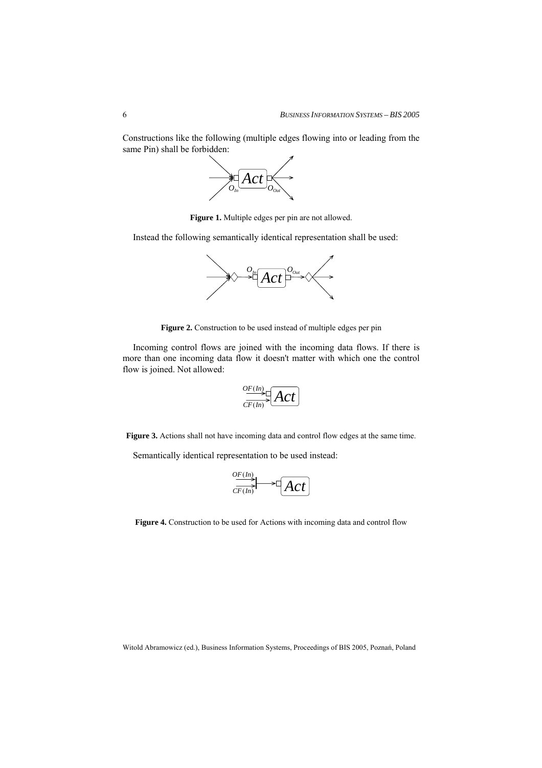Constructions like the following (multiple edges flowing into or leading from the same Pin) shall be forbidden:

**Figure 1.** Multiple edges per pin are not allowed.

Instead the following semantically identical representation shall be used:

**Figure 2.** Construction to be used instead of multiple edges per pin

Incoming control flows are joined with the incoming data flows. If there is more than one incoming data flow it doesn't matter with which one the control flow is joined. Not allowed:

**Figure 3.** Actions shall not have incoming data and control flow edges at the same time.

Semantically identical representation to be used instead:

**Figure 4.** Construction to be used for Actions with incoming data and control flow

Witold Abramowicz (ed.), Business Information Systems, Proceedings of BIS 2005, Poznań, Poland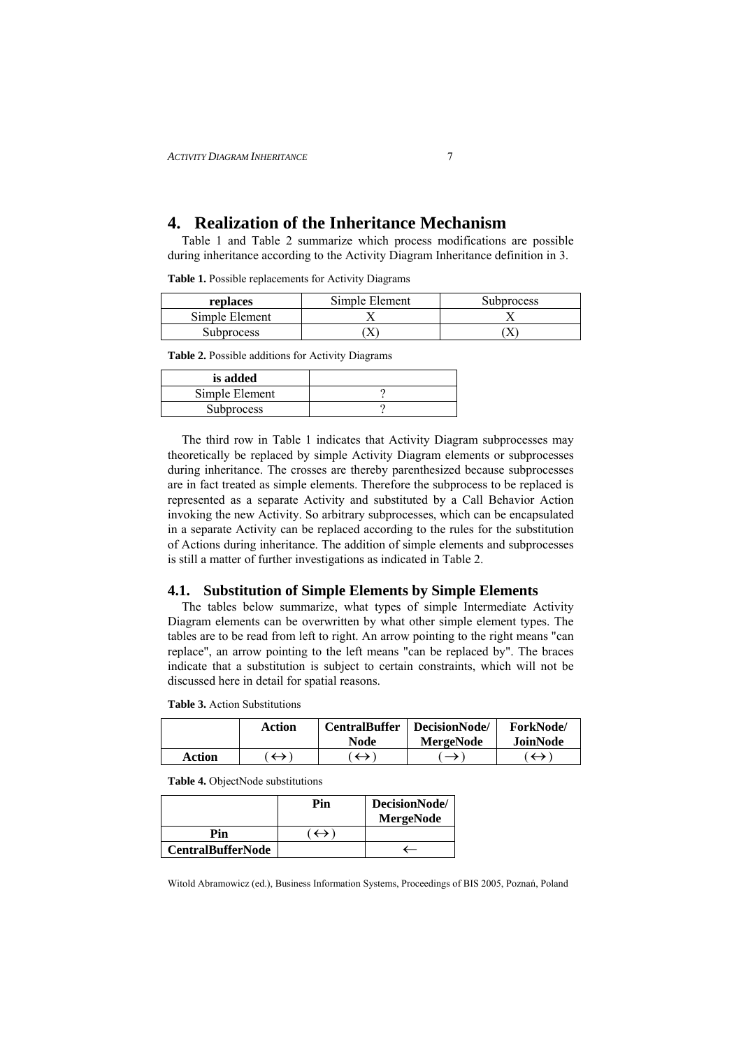# 4. Realization of the Inheritance Mechanism

Table 1 and Table 2 summarize which process modifications are possible during inheritance according to the Activity Diagram Inheritance definition in 3.

**Table 1.** Possible replacements for Activity Diagrams

| **replaces** | Simple Element | Subprocess |
|---|---|---|
| Simple Element | X | X |
| Subprocess | (X) | (X) |

**Table 2.** Possible additions for Activity Diagrams

| **is added** | |
|---|---|
| Simple Element | ? |
| Subprocess | ? |

The third row in Table 1 indicates that Activity Diagram subprocesses may theoretically be replaced by simple Activity Diagram elements or subprocesses during inheritance. The crosses are thereby parenthesized because subprocesses are in fact treated as simple elements. Therefore the subprocess to be replaced is represented as a separate Activity and substituted by a Call Behavior Action invoking the new Activity. So arbitrary subprocesses, which can be encapsulated in a separate Activity can be replaced according to the rules for the substitution of Actions during inheritance. The addition of simple elements and subprocesses is still a matter of further investigations as indicated in Table 2.

## 4.1. Substitution of Simple Elements by Simple Elements

The tables below summarize, what types of simple Intermediate Activity Diagram elements can be overwritten by what other simple element types. The tables are to be read from left to right. An arrow pointing to the right means "can replace", an arrow pointing to the left means "can be replaced by". The braces indicate that a substitution is subject to certain constraints, which will not be discussed here in detail for spatial reasons.

**Table 3.** Action Substitutions

| | **Action** | **CentralBuffer Node** | **DecisionNode/ MergeNode** | **ForkNode/ JoinNode** |
|---|---|---|---|---|
| **Action** | ( $\leftrightarrow$ ) | ( $\leftrightarrow$ ) | ( $\rightarrow$ ) | ( $\leftrightarrow$ ) |

**Table 4.** ObjectNode substitutions

| | **Pin** | **DecisionNode/ MergeNode** |
|---|---|---|
| **Pin** | ( $\leftrightarrow$ ) | |
| **CentralBufferNode** | | $\leftarrow$ |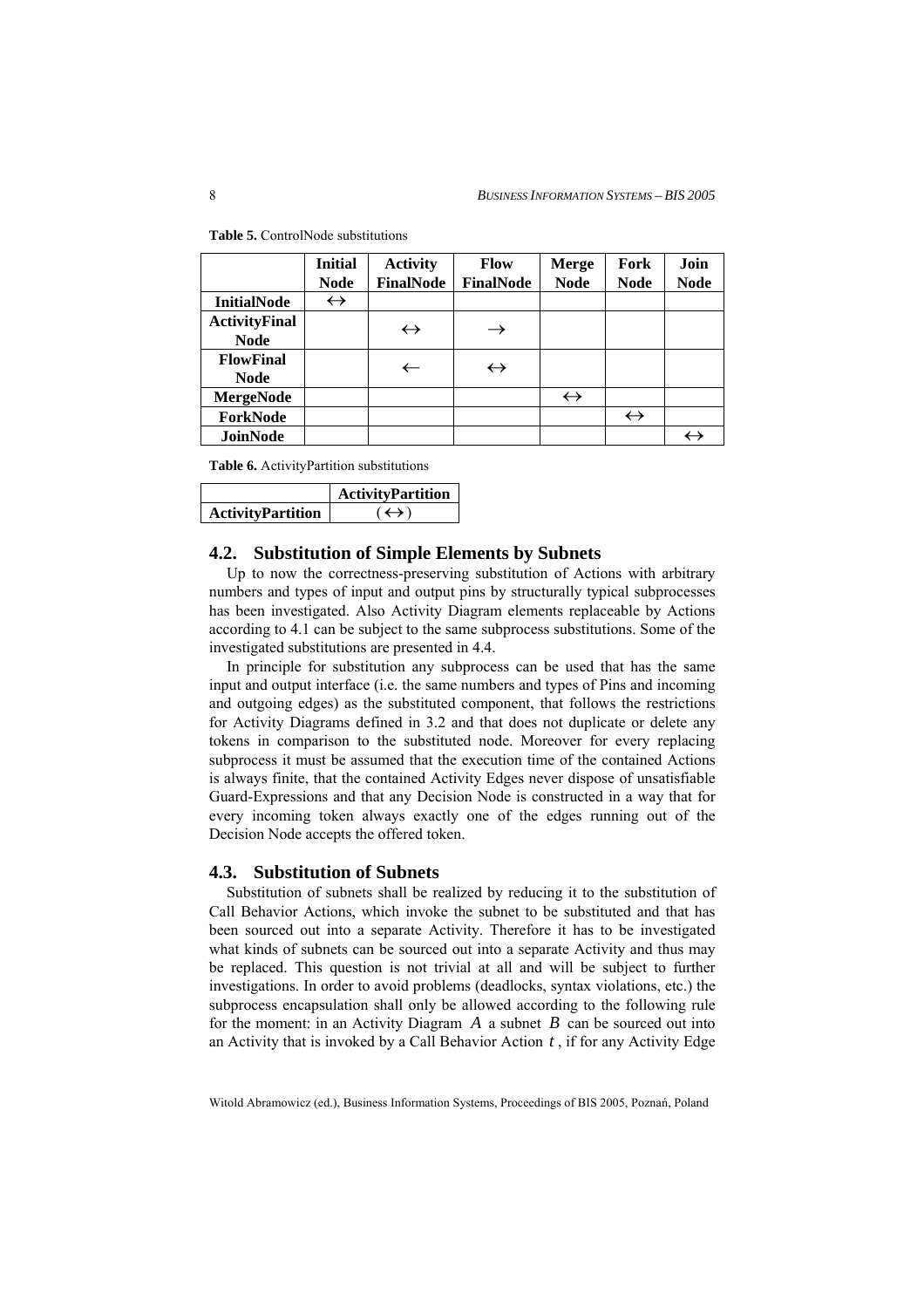**Table 5.** ControlNode substitutions

| | Initial Node | Activity FinalNode | Flow FinalNode | Merge Node | Fork Node | Join Node |
|---|---|---|---|---|---|---|
| **InitialNode** | ↔ | | | | | |
| **ActivityFinal Node** | | ↔ | → | | | |
| **FlowFinal Node** | | ← | ↔ | | | |
| **MergeNode** | | | | ↔ | | |
| **ForkNode** | | | | | ↔ | |
| **JoinNode** | | | | | | ↔ |

**Table 6.** ActivityPartition substitutions

| | ActivityPartition |
|---|---|
| **ActivityPartition** | (↔) |

## 4.2. Substitution of Simple Elements by Subnets

Up to now the correctness-preserving substitution of Actions with arbitrary numbers and types of input and output pins by structurally typical subprocesses has been investigated. Also Activity Diagram elements replaceable by Actions according to 4.1 can be subject to the same subprocess substitutions. Some of the investigated substitutions are presented in 4.4.

In principle for substitution any subprocess can be used that has the same input and output interface (i.e. the same numbers and types of Pins and incoming and outgoing edges) as the substituted component, that follows the restrictions for Activity Diagrams defined in 3.2 and that does not duplicate or delete any tokens in comparison to the substituted node. Moreover for every replacing subprocess it must be assumed that the execution time of the contained Actions is always finite, that the contained Activity Edges never dispose of unsatisfiable Guard-Expressions and that any Decision Node is constructed in a way that for every incoming token always exactly one of the edges running out of the Decision Node accepts the offered token.

## 4.3. Substitution of Subnets

Substitution of subnets shall be realized by reducing it to the substitution of Call Behavior Actions, which invoke the subnet to be substituted and that has been sourced out into a separate Activity. Therefore it has to be investigated what kinds of subnets can be sourced out into a separate Activity and thus may be replaced. This question is not trivial at all and will be subject to further investigations. In order to avoid problems (deadlocks, syntax violations, etc.) the subprocess encapsulation shall only be allowed according to the following rule for the moment: in an Activity Diagram $A$ a subnet $B$ can be sourced out into an Activity that is invoked by a Call Behavior Action $t$, if for any Activity Edge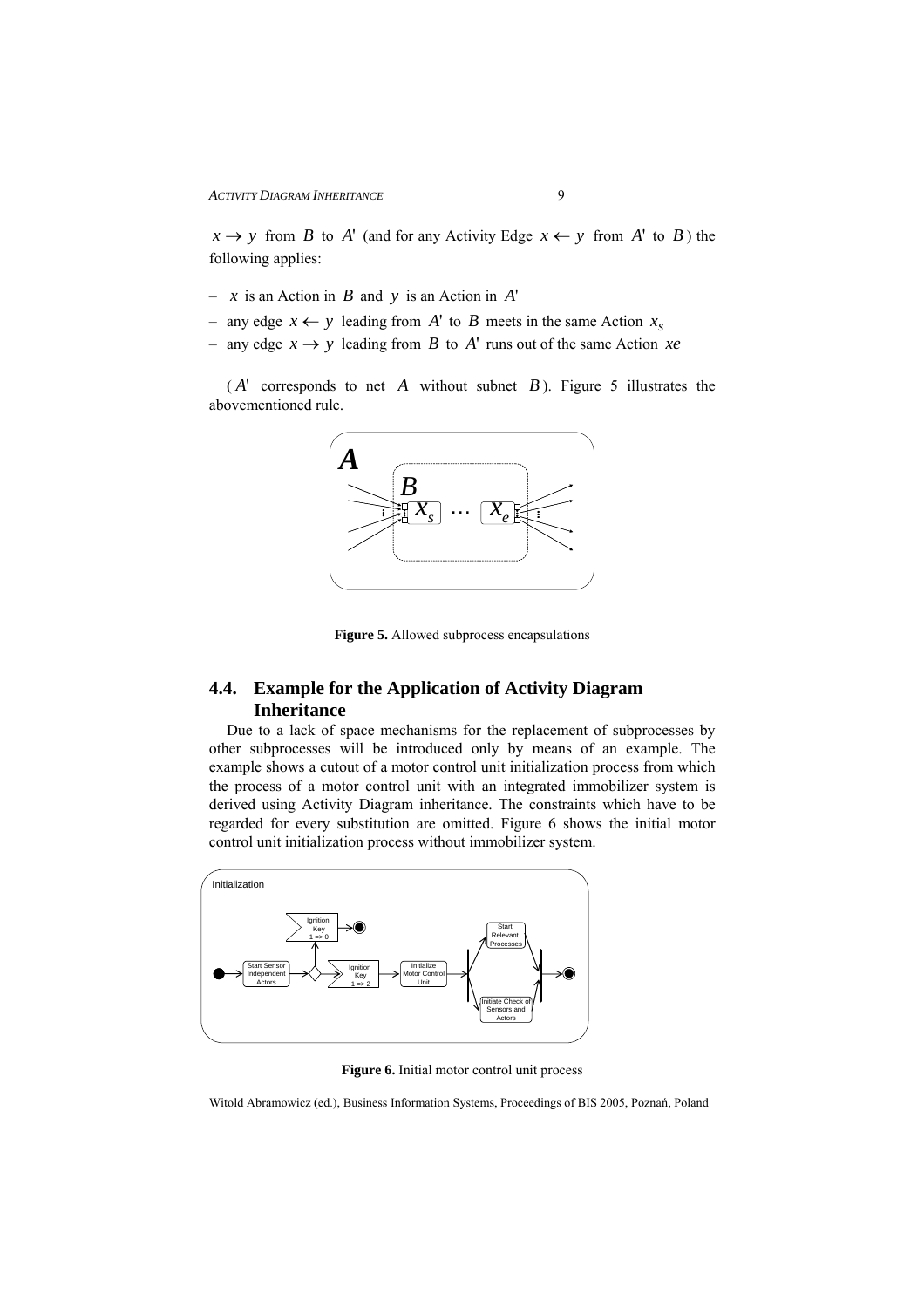$x \rightarrow y$ from $B$ to $A'$ (and for any Activity Edge $x \leftarrow y$ from $A'$ to $B$) the following applies:

- $x$ is an Action in $B$ and $y$ is an Action in $A'$
- any edge $x \leftarrow y$ leading from $A'$ to $B$ meets in the same Action $x_s$
- any edge $x \rightarrow y$ leading from $B$ to $A'$ runs out of the same Action $xe$

($A'$ corresponds to net $A$ without subnet $B$). Figure 5 illustrates the abovementioned rule.

**Figure 5.** Allowed subprocess encapsulations

## 4.4. Example for the Application of Activity Diagram Inheritance

Due to a lack of space mechanisms for the replacement of subprocesses by other subprocesses will be introduced only by means of an example. The example shows a cutout of a motor control unit initialization process from which the process of a motor control unit with an integrated immobilizer system is derived using Activity Diagram inheritance. The constraints which have to be regarded for every substitution are omitted. Figure 6 shows the initial motor control unit initialization process without immobilizer system.

**Figure 6.** Initial motor control unit process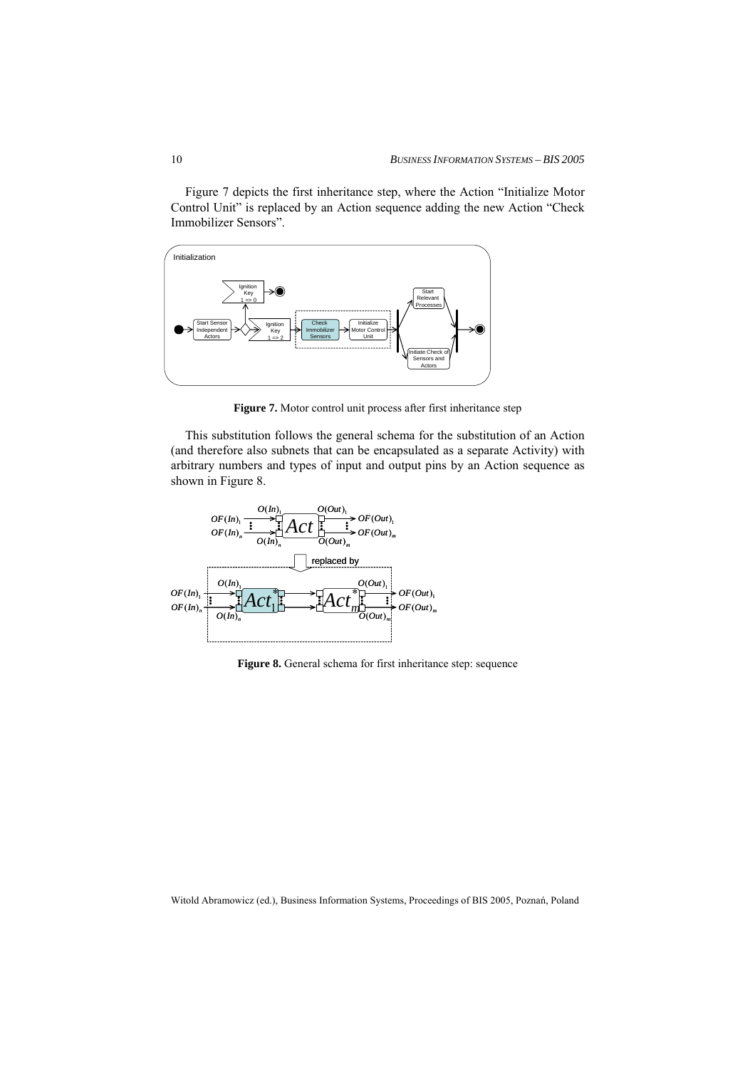Figure 7 depicts the first inheritance step, where the Action “Initialize Motor Control Unit” is replaced by an Action sequence adding the new Action “Check Immobilizer Sensors”.

**Figure 7.** Motor control unit process after first inheritance step

This substitution follows the general schema for the substitution of an Action (and therefore also subnets that can be encapsulated as a separate Activity) with arbitrary numbers and types of input and output pins by an Action sequence as shown in Figure 8.

**Figure 8.** General schema for first inheritance step: sequence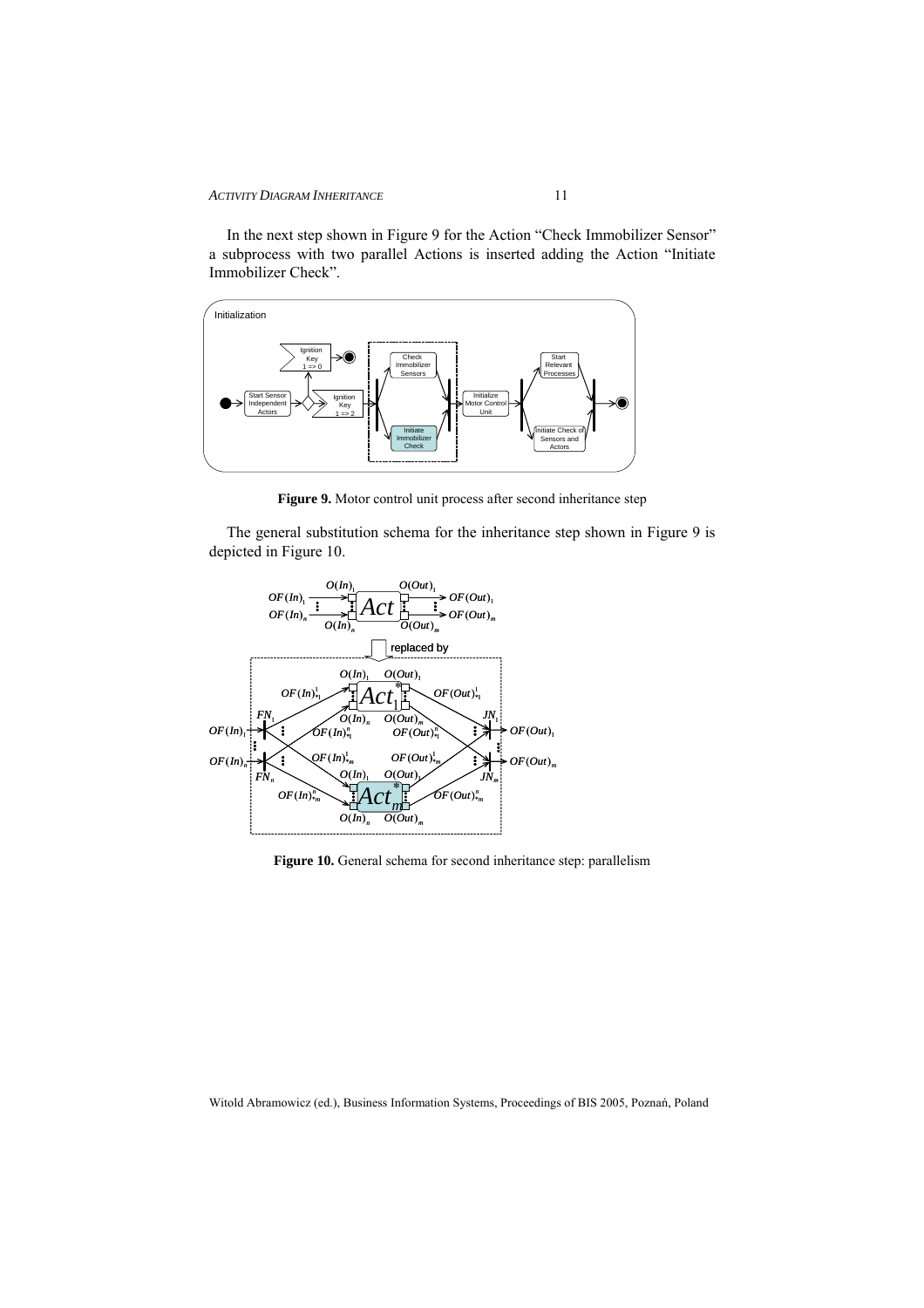In the next step shown in Figure 9 for the Action “Check Immobilizer Sensor” a subprocess with two parallel Actions is inserted adding the Action “Initiate Immobilizer Check”.

**Figure 9.** Motor control unit process after second inheritance step

The general substitution schema for the inheritance step shown in Figure 9 is depicted in Figure 10.

**Figure 10.** General schema for second inheritance step: parallelism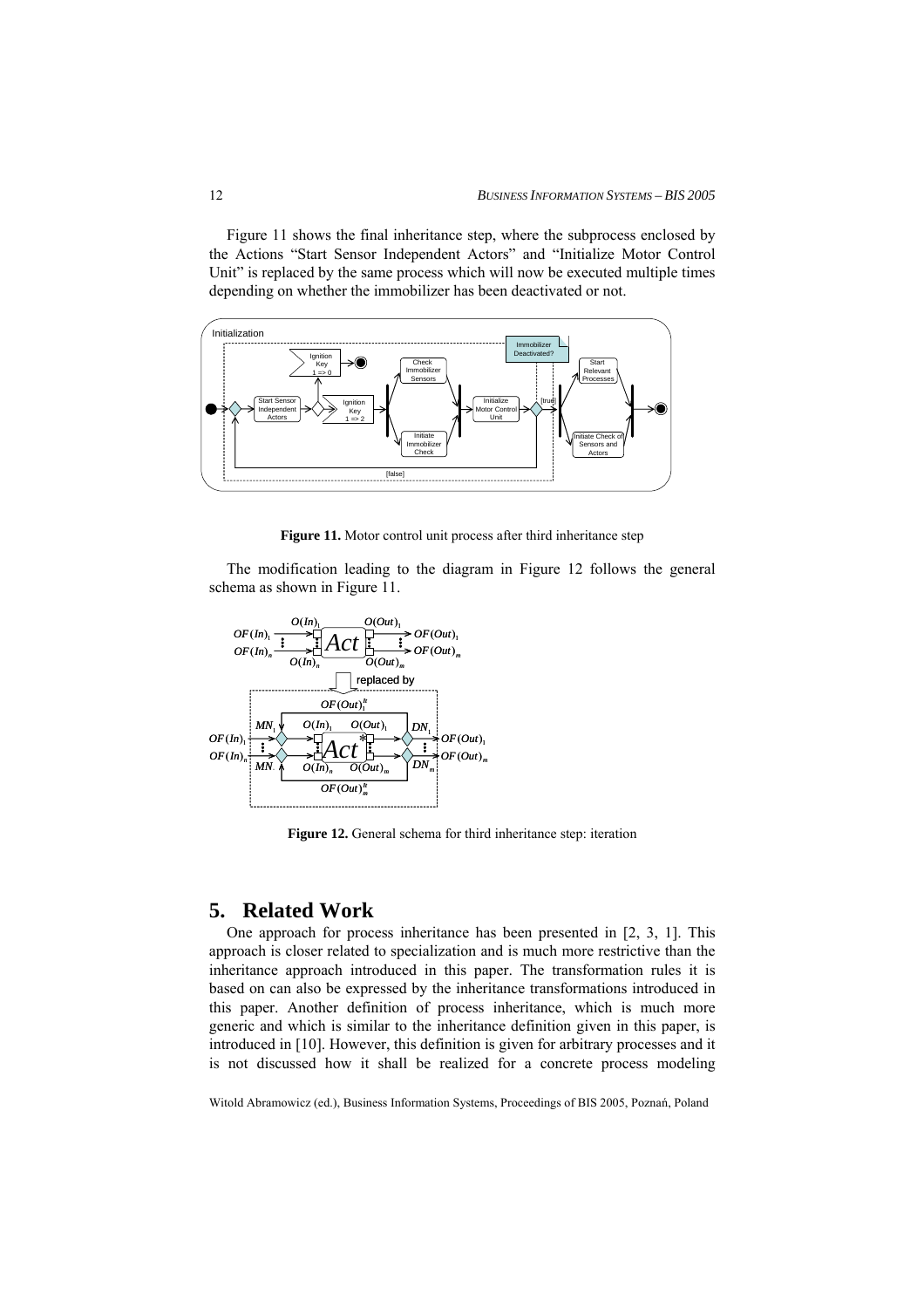Figure 11 shows the final inheritance step, where the subprocess enclosed by the Actions "Start Sensor Independent Actors" and "Initialize Motor Control Unit" is replaced by the same process which will now be executed multiple times depending on whether the immobilizer has been deactivated or not.

**Figure 11.** Motor control unit process after third inheritance step

The modification leading to the diagram in Figure 12 follows the general schema as shown in Figure 11.

**Figure 12.** General schema for third inheritance step: iteration

## 5. Related Work

One approach for process inheritance has been presented in [2, 3, 1]. This approach is closer related to specialization and is much more restrictive than the inheritance approach introduced in this paper. The transformation rules it is based on can also be expressed by the inheritance transformations introduced in this paper. Another definition of process inheritance, which is much more generic and which is similar to the inheritance definition given in this paper, is introduced in [10]. However, this definition is given for arbitrary processes and it is not discussed how it shall be realized for a concrete process modeling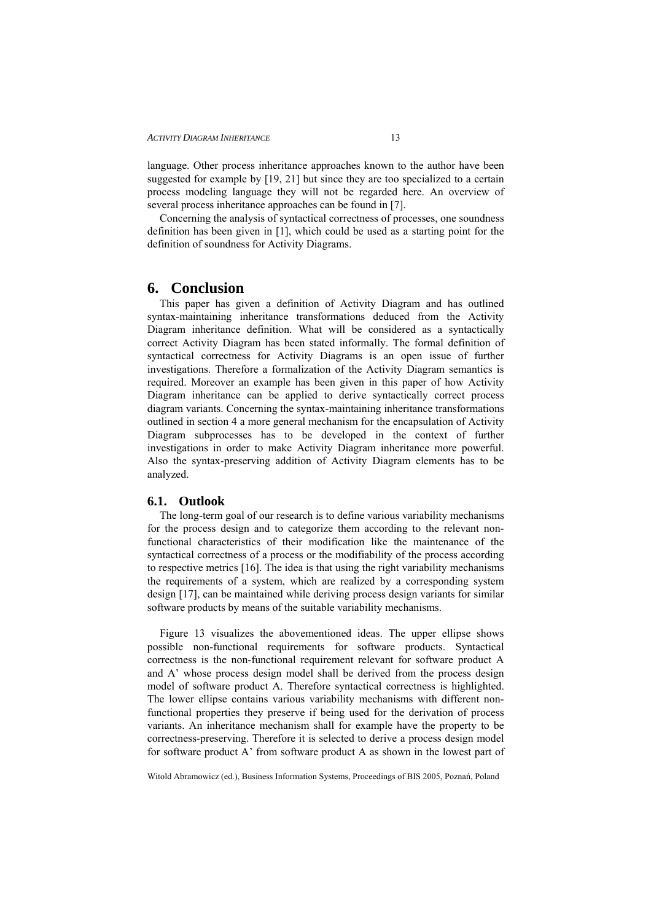language. Other process inheritance approaches known to the author have been suggested for example by [19, 21] but since they are too specialized to a certain process modeling language they will not be regarded here. An overview of several process inheritance approaches can be found in [7].

Concerning the analysis of syntactical correctness of processes, one soundness definition has been given in [1], which could be used as a starting point for the definition of soundness for Activity Diagrams.

# 6. Conclusion

This paper has given a definition of Activity Diagram and has outlined syntax-maintaining inheritance transformations deduced from the Activity Diagram inheritance definition. What will be considered as a syntactically correct Activity Diagram has been stated informally. The formal definition of syntactical correctness for Activity Diagrams is an open issue of further investigations. Therefore a formalization of the Activity Diagram semantics is required. Moreover an example has been given in this paper of how Activity Diagram inheritance can be applied to derive syntactically correct process diagram variants. Concerning the syntax-maintaining inheritance transformations outlined in section 4 a more general mechanism for the encapsulation of Activity Diagram subprocesses has to be developed in the context of further investigations in order to make Activity Diagram inheritance more powerful. Also the syntax-preserving addition of Activity Diagram elements has to be analyzed.

## 6.1. Outlook

The long-term goal of our research is to define various variability mechanisms for the process design and to categorize them according to the relevant non-functional characteristics of their modification like the maintenance of the syntactical correctness of a process or the modifiability of the process according to respective metrics [16]. The idea is that using the right variability mechanisms the requirements of a system, which are realized by a corresponding system design [17], can be maintained while deriving process design variants for similar software products by means of the suitable variability mechanisms.

Figure 13 visualizes the abovementioned ideas. The upper ellipse shows possible non-functional requirements for software products. Syntactical correctness is the non-functional requirement relevant for software product A and A' whose process design model shall be derived from the process design model of software product A. Therefore syntactical correctness is highlighted. The lower ellipse contains various variability mechanisms with different non-functional properties they preserve if being used for the derivation of process variants. An inheritance mechanism shall for example have the property to be correctness-preserving. Therefore it is selected to derive a process design model for software product A' from software product A as shown in the lowest part of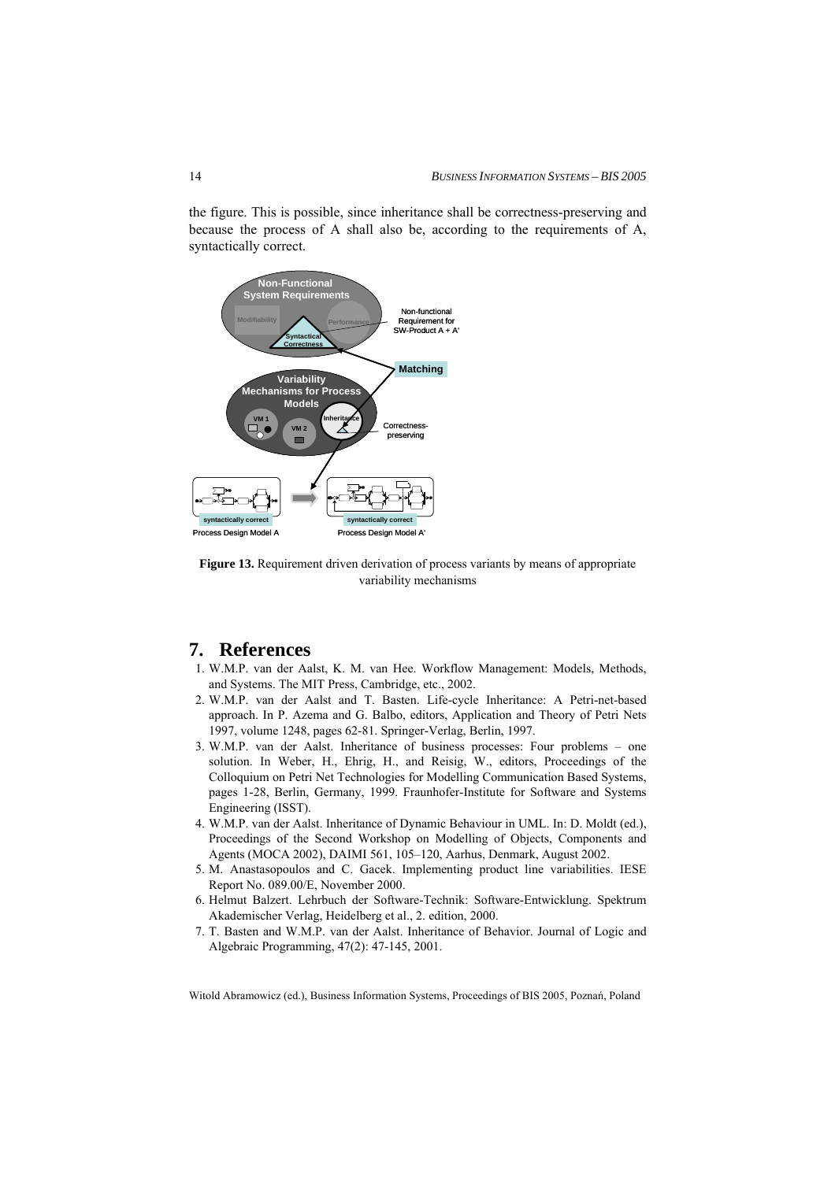the figure. This is possible, since inheritance shall be correctness-preserving and because the process of A shall also be, according to the requirements of A, syntactically correct.

**Figure 13.** Requirement driven derivation of process variants by means of appropriate variability mechanisms

## 7. References

1. W.M.P. van der Aalst, K. M. van Hee. Workflow Management: Models, Methods, and Systems. The MIT Press, Cambridge, etc., 2002.
2. W.M.P. van der Aalst and T. Basten. Life-cycle Inheritance: A Petri-net-based approach. In P. Azema and G. Balbo, editors, Application and Theory of Petri Nets 1997, volume 1248, pages 62-81. Springer-Verlag, Berlin, 1997.
3. W.M.P. van der Aalst. Inheritance of business processes: Four problems – one solution. In Weber, H., Ehrig, H., and Reisig, W., editors, Proceedings of the Colloquium on Petri Net Technologies for Modelling Communication Based Systems, pages 1-28, Berlin, Germany, 1999. Fraunhofer-Institute for Software and Systems Engineering (ISST).
4. W.M.P. van der Aalst. Inheritance of Dynamic Behaviour in UML. In: D. Moldt (ed.), Proceedings of the Second Workshop on Modelling of Objects, Components and Agents (MOCA 2002), DAIMI 561, 105–120, Aarhus, Denmark, August 2002.
5. M. Anastasopoulos and C. Gacek. Implementing product line variabilities. IESE Report No. 089.00/E, November 2000.
6. Helmut Balzert. Lehrbuch der Software-Technik: Software-Entwicklung. Spektrum Akademischer Verlag, Heidelberg et al., 2. edition, 2000.
7. T. Basten and W.M.P. van der Aalst. Inheritance of Behavior. Journal of Logic and Algebraic Programming, 47(2): 47-145, 2001.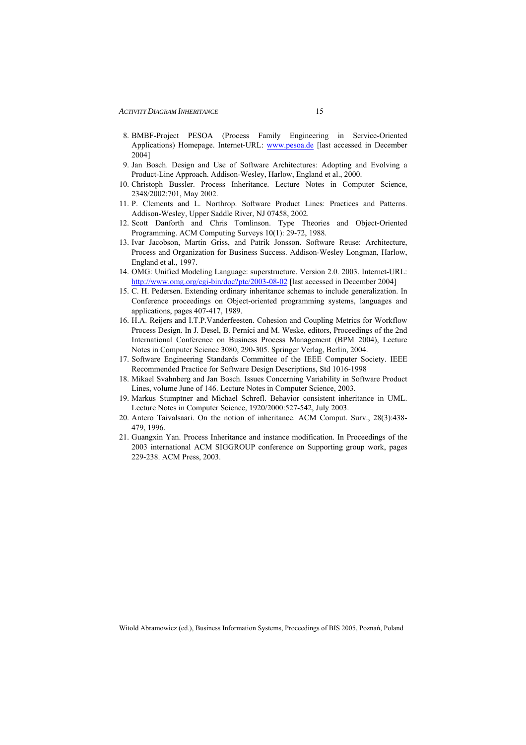8. BMBF-Project PESOA (Process Family Engineering in Service-Oriented Applications) Homepage. Internet-URL: [www.pesoa.de](www.pesoa.de) [last accessed in December 2004]
9. Jan Bosch. Design and Use of Software Architectures: Adopting and Evolving a Product-Line Approach. Addison-Wesley, Harlow, England et al., 2000.
10. Christoph Bussler. Process Inheritance. Lecture Notes in Computer Science, 2348/2002:701, May 2002.
11. P. Clements and L. Northrop. Software Product Lines: Practices and Patterns. Addison-Wesley, Upper Saddle River, NJ 07458, 2002.
12. Scott Danforth and Chris Tomlinson. Type Theories and Object-Oriented Programming. ACM Computing Surveys 10(1): 29-72, 1988.
13. Ivar Jacobson, Martin Griss, and Patrik Jonsson. Software Reuse: Architecture, Process and Organization for Business Success. Addison-Wesley Longman, Harlow, England et al., 1997.
14. OMG: Unified Modeling Language: superstructure. Version 2.0. 2003. Internet-URL: [http://www.omg.org/cgi-bin/doc?ptc/2003-08-02](http://www.omg.org/cgi-bin/doc?ptc/2003-08-02) [last accessed in December 2004]
15. C. H. Pedersen. Extending ordinary inheritance schemas to include generalization. In Conference proceedings on Object-oriented programming systems, languages and applications, pages 407-417, 1989.
16. H.A. Reijers and I.T.P.Vanderfeesten. Cohesion and Coupling Metrics for Workflow Process Design. In J. Desel, B. Pernici and M. Weske, editors, Proceedings of the 2nd International Conference on Business Process Management (BPM 2004), Lecture Notes in Computer Science 3080, 290-305. Springer Verlag, Berlin, 2004.
17. Software Engineering Standards Committee of the IEEE Computer Society. IEEE Recommended Practice for Software Design Descriptions, Std 1016-1998
18. Mikael Svahnberg and Jan Bosch. Issues Concerning Variability in Software Product Lines, volume June of 146. Lecture Notes in Computer Science, 2003.
19. Markus Stumptner and Michael Schrefl. Behavior consistent inheritance in UML. Lecture Notes in Computer Science, 1920/2000:527-542, July 2003.
20. Antero Taivalsaari. On the notion of inheritance. ACM Comput. Surv., 28(3):438-479, 1996.
21. Guangxin Yan. Process Inheritance and instance modification. In Proceedings of the 2003 international ACM SIGGROUP conference on Supporting group work, pages 229-238. ACM Press, 2003.